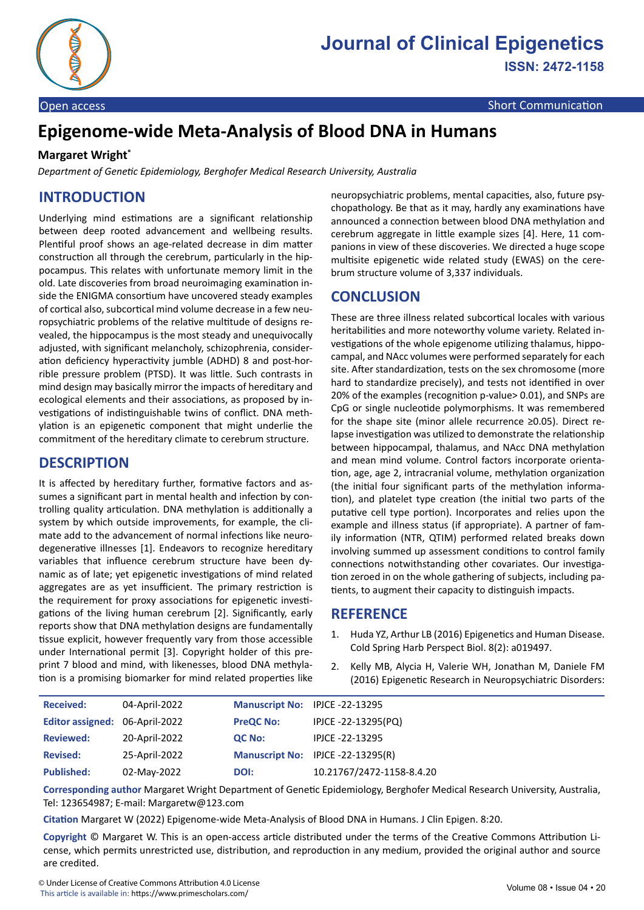Open access | Short Communication

# Epigenome-wide Meta-Analysis of Blood DNA in Humans

**Margaret Wright***

*Department of Genetic Epidemiology, Berghofer Medical Research University, Australia*

## INTRODUCTION

Underlying mind estimations are a significant relationship between deep rooted advancement and wellbeing results. Plentiful proof shows an age-related decrease in dim matter construction all through the cerebrum, particularly in the hippocampus. This relates with unfortunate memory limit in the old. Late discoveries from broad neuroimaging examination inside the ENIGMA consortium have uncovered steady examples of cortical also, subcortical mind volume decrease in a few neuropsychiatric problems of the relative multitude of designs revealed, the hippocampus is the most steady and unequivocally adjusted, with significant melancholy, schizophrenia, consideration deficiency hyperactivity jumble (ADHD) 8 and post-horrible pressure problem (PTSD). It was little. Such contrasts in mind design may basically mirror the impacts of hereditary and ecological elements and their associations, as proposed by investigations of indistinguishable twins of conflict. DNA methylation is an epigenetic component that might underlie the commitment of the hereditary climate to cerebrum structure.

## DESCRIPTION

It is affected by hereditary further, formative factors and assumes a significant part in mental health and infection by controlling quality articulation. DNA methylation is additionally a system by which outside improvements, for example, the climate add to the advancement of normal infections like neurodegenerative illnesses [1]. Endeavors to recognize hereditary variables that influence cerebrum structure have been dynamic as of late; yet epigenetic investigations of mind related aggregates are as yet insufficient. The primary restriction is the requirement for proxy associations for epigenetic investigations of the living human cerebrum [2]. Significantly, early reports show that DNA methylation designs are fundamentally tissue explicit, however frequently vary from those accessible under International permit [3]. Copyright holder of this preprint 7 blood and mind, with likenesses, blood DNA methylation is a promising biomarker for mind related properties like neuropsychiatric problems, mental capacities, also, future psychopathology. Be that as it may, hardly any examinations have announced a connection between blood DNA methylation and cerebrum aggregate in little example sizes [4]. Here, 11 companions in view of these discoveries. We directed a huge scope multisite epigenetic wide related study (EWAS) on the cerebrum structure volume of 3,337 individuals.

## CONCLUSION

These are three illness related subcortical locales with various heritabilities and more noteworthy volume variety. Related investigations of the whole epigenome utilizing thalamus, hippocampal, and NAcc volumes were performed separately for each site. After standardization, tests on the sex chromosome (more hard to standardize precisely), and tests not identified in over 20% of the examples (recognition p-value> 0.01), and SNPs are CpG or single nucleotide polymorphisms. It was remembered for the shape site (minor allele recurrence ≥0.05). Direct relapse investigation was utilized to demonstrate the relationship between hippocampal, thalamus, and NAcc DNA methylation and mean mind volume. Control factors incorporate orientation, age, age 2, intracranial volume, methylation organization (the initial four significant parts of the methylation information), and platelet type creation (the initial two parts of the putative cell type portion). Incorporates and relies upon the example and illness status (if appropriate). A partner of family information (NTR, QTIM) performed related breaks down involving summed up assessment conditions to control family connections notwithstanding other covariates. Our investigation zeroed in on the whole gathering of subjects, including patients, to augment their capacity to distinguish impacts.

## REFERENCE

1. Huda YZ, Arthur LB (2016) Epigenetics and Human Disease. Cold Spring Harb Perspect Biol. 8(2): a019497.
2. Kelly MB, Alycia H, Valerie WH, Jonathan M, Daniele FM (2016) Epigenetic Research in Neuropsychiatric Disorders:

| | | | |
|---|---|---|---|
| **Received:** | 04-April-2022 | **Manuscript No:** | IPJCE -22-13295 |
| **Editor assigned:** | 06-April-2022 | **PreQC No:** | IPJCE -22-13295(PQ) |
| **Reviewed:** | 20-April-2022 | **QC No:** | IPJCE -22-13295 |
| **Revised:** | 25-April-2022 | **Manuscript No:** | IPJCE -22-13295(R) |
| **Published:** | 02-May-2022 | **DOI:** | 10.21767/2472-1158-8.4.20 |

**Corresponding author** Margaret Wright Department of Genetic Epidemiology, Berghofer Medical Research University, Australia, Tel: 123654987; E-mail: Margaretw@123.com

**Citation** Margaret W (2022) Epigenome-wide Meta-Analysis of Blood DNA in Humans. J Clin Epigen. 8:20.

**Copyright** © Margaret W. This is an open-access article distributed under the terms of the Creative Commons Attribution License, which permits unrestricted use, distribution, and reproduction in any medium, provided the original author and source are credited.

© Under License of Creative Commons Attribution 4.0 License
This article is available in: https://www.primescholars.com/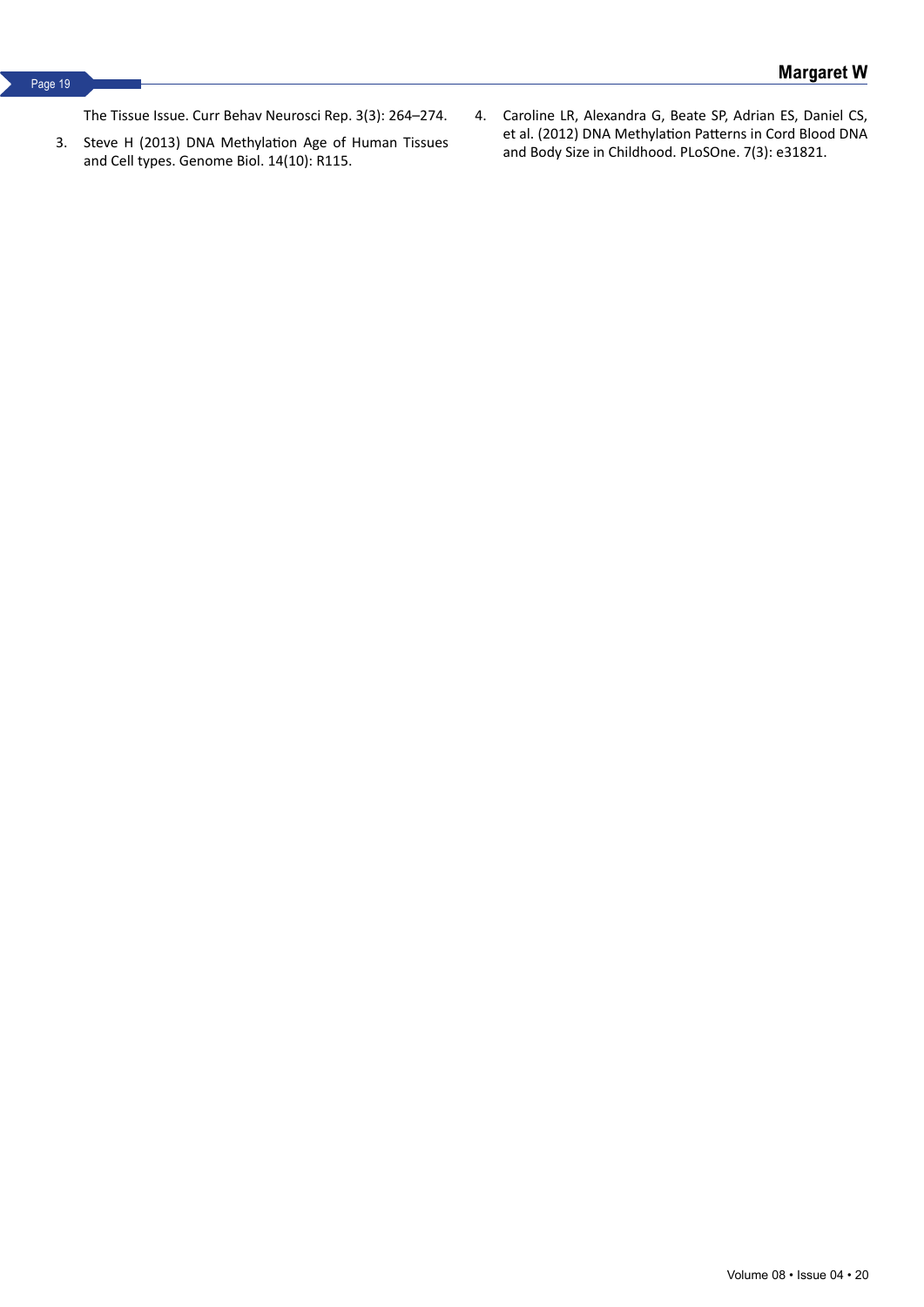The Tissue Issue. Curr Behav Neurosci Rep. 3(3): 264–274.

3. Steve H (2013) DNA Methylation Age of Human Tissues and Cell types. Genome Biol. 14(10): R115.

4. Caroline LR, Alexandra G, Beate SP, Adrian ES, Daniel CS, et al. (2012) DNA Methylation Patterns in Cord Blood DNA and Body Size in Childhood. PLoSOne. 7(3): e31821.